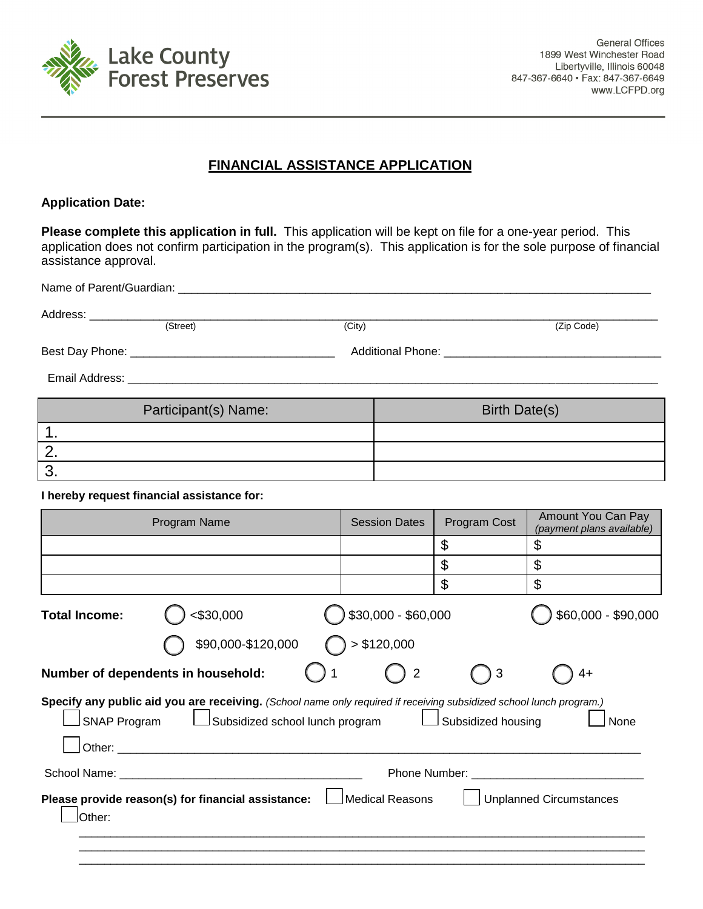Lake County Forest Preserves

General Offices
1899 West Winchester Road
Libertyville, Illinois 60048
847-367-6640 • Fax: 847-367-6649
www.LCFPD.org

# FINANCIAL ASSISTANCE APPLICATION

**Application Date:**

**Please complete this application in full.** This application will be kept on file for a one-year period. This application does not confirm participation in the program(s). This application is for the sole purpose of financial assistance approval.

Name of Parent/Guardian: ______________________________________________________________________

Address: ______________________________________________________________________
(Street) (City) (Zip Code)

Best Day Phone: ______________________________ Additional Phone: ______________________________

Email Address: ______________________________________________________________________

| Participant(s) Name: | Birth Date(s) |
|---|---|
| 1. | |
| 2. | |
| 3. | |

**I hereby request financial assistance for:**

| Program Name | Session Dates | Program Cost | Amount You Can Pay *(payment plans available)* |
|---|---|---|---|
| | | $ | $ |
| | | $ | $ |
| | | $ | $ |

**Total Income:** ◯ <$30,000 ◯ $30,000 - $60,000 ◯ $60,000 - $90,000 ◯ $90,000-$120,000 ◯ > $120,000

**Number of dependents in household:** ◯ 1 ◯ 2 ◯ 3 ◯ 4+

**Specify any public aid you are receiving.** *(School name only required if receiving subsidized school lunch program.)*

☐ SNAP Program ☐ Subsidized school lunch program ☐ Subsidized housing ☐ None

☐ Other: ______________________________________________________________________

School Name: ______________________________ Phone Number: ______________________________

**Please provide reason(s) for financial assistance:** ☐ Medical Reasons ☐ Unplanned Circumstances

☐ Other:

______________________________________________________________________

______________________________________________________________________

______________________________________________________________________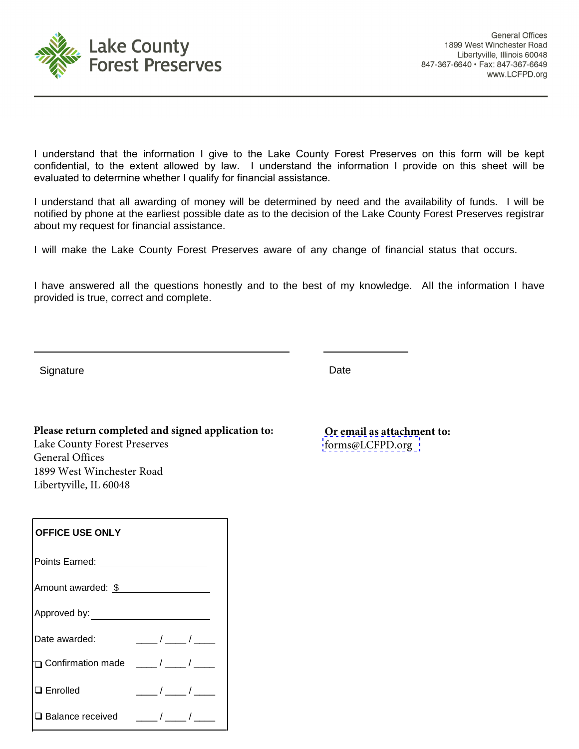Lake County Forest Preserves

General Offices
1899 West Winchester Road
Libertyville, Illinois 60048
847-367-6640 • Fax: 847-367-6649
www.LCFPD.org

I understand that the information I give to the Lake County Forest Preserves on this form will be kept confidential, to the extent allowed by law. I understand the information I provide on this sheet will be evaluated to determine whether I qualify for financial assistance.

I understand that all awarding of money will be determined by need and the availability of funds. I will be notified by phone at the earliest possible date as to the decision of the Lake County Forest Preserves registrar about my request for financial assistance.

I will make the Lake County Forest Preserves aware of any change of financial status that occurs.

I have answered all the questions honestly and to the best of my knowledge. All the information I have provided is true, correct and complete.

_______________________________ Signature

_______________ Date

**Please return completed and signed application to:**
Lake County Forest Preserves
General Offices
1899 West Winchester Road
Libertyville, IL 60048

**Or email as attachment to:**
forms@LCFPD.org

**OFFICE USE ONLY**

Points Earned: ____________________

Amount awarded: $ ________________

Approved by: ______________________

Date awarded: ____ / ____ / ____

❑ Confirmation made ____ / ____ / ____

❑ Enrolled ____ / ____ / ____

❑ Balance received ____ / ____ / ____